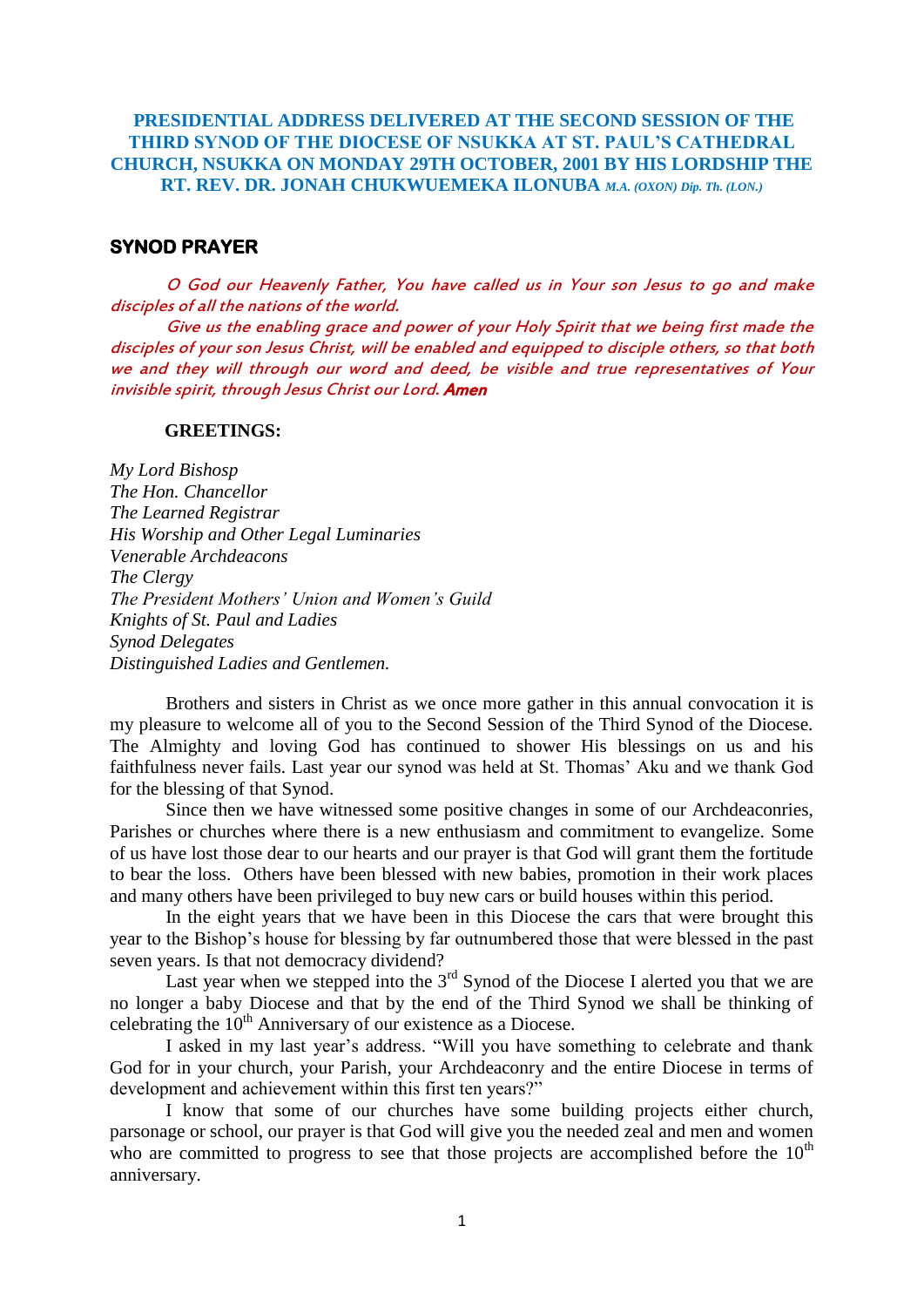# PRESIDENTIAL ADDRESS DELIVERED AT THE SECOND SESSION OF THE THIRD SYNOD OF THE DIOCESE OF NSUKKA AT ST. PAUL'S CATHEDRAL CHURCH, NSUKKA ON MONDAY 29TH OCTOBER, 2001 BY HIS LORDSHIP THE RT. REV. DR. JONAH CHUKWUEMEKA ILONUBA *M.A. (OXON) Dip. Th. (LON.)*

## SYNOD PRAYER

*O God our Heavenly Father, You have called us in Your son Jesus to go and make disciples of all the nations of the world.*

*Give us the enabling grace and power of your Holy Spirit that we being first made the disciples of your son Jesus Christ, will be enabled and equipped to disciple others, so that both we and they will through our word and deed, be visible and true representatives of Your invisible spirit, through Jesus Christ our Lord.* ***Amen***

**GREETINGS:**

*My Lord Bishosp*
*The Hon. Chancellor*
*The Learned Registrar*
*His Worship and Other Legal Luminaries*
*Venerable Archdeacons*
*The Clergy*
*The President Mothers' Union and Women's Guild*
*Knights of St. Paul and Ladies*
*Synod Delegates*
*Distinguished Ladies and Gentlemen.*

Brothers and sisters in Christ as we once more gather in this annual convocation it is my pleasure to welcome all of you to the Second Session of the Third Synod of the Diocese. The Almighty and loving God has continued to shower His blessings on us and his faithfulness never fails. Last year our synod was held at St. Thomas' Aku and we thank God for the blessing of that Synod.

Since then we have witnessed some positive changes in some of our Archdeaconries, Parishes or churches where there is a new enthusiasm and commitment to evangelize. Some of us have lost those dear to our hearts and our prayer is that God will grant them the fortitude to bear the loss. Others have been blessed with new babies, promotion in their work places and many others have been privileged to buy new cars or build houses within this period.

In the eight years that we have been in this Diocese the cars that were brought this year to the Bishop's house for blessing by far outnumbered those that were blessed in the past seven years. Is that not democracy dividend?

Last year when we stepped into the 3rd Synod of the Diocese I alerted you that we are no longer a baby Diocese and that by the end of the Third Synod we shall be thinking of celebrating the 10th Anniversary of our existence as a Diocese.

I asked in my last year's address. "Will you have something to celebrate and thank God for in your church, your Parish, your Archdeaconry and the entire Diocese in terms of development and achievement within this first ten years?"

I know that some of our churches have some building projects either church, parsonage or school, our prayer is that God will give you the needed zeal and men and women who are committed to progress to see that those projects are accomplished before the 10th anniversary.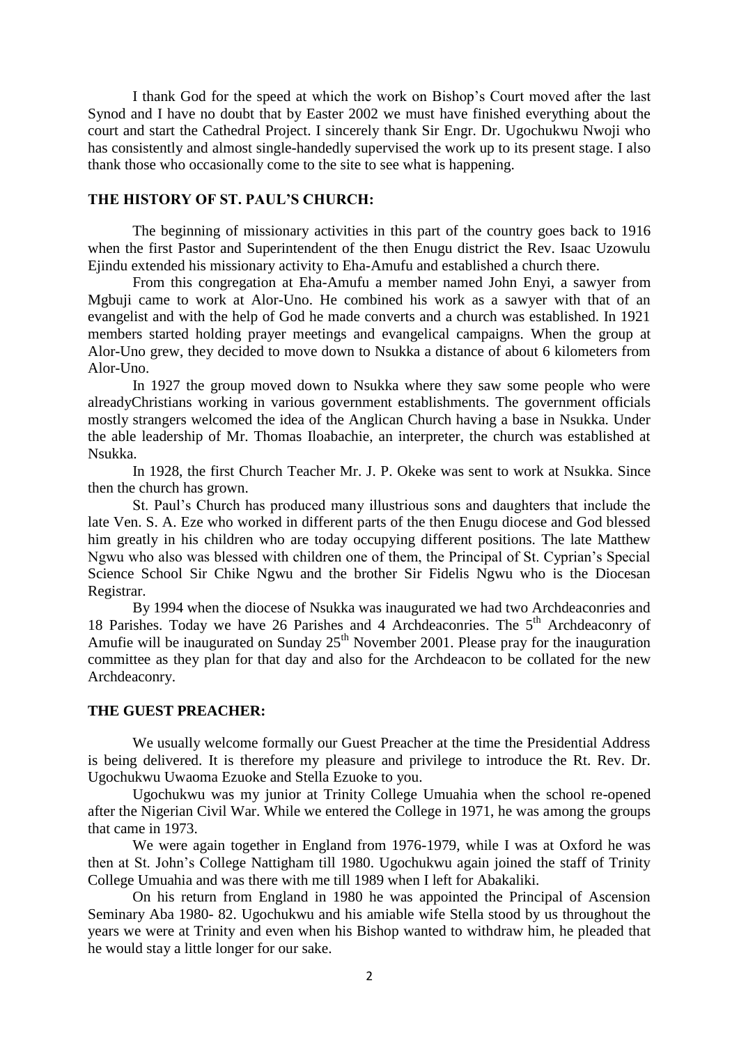I thank God for the speed at which the work on Bishop's Court moved after the last Synod and I have no doubt that by Easter 2002 we must have finished everything about the court and start the Cathedral Project. I sincerely thank Sir Engr. Dr. Ugochukwu Nwoji who has consistently and almost single-handedly supervised the work up to its present stage. I also thank those who occasionally come to the site to see what is happening.

## THE HISTORY OF ST. PAUL'S CHURCH:

The beginning of missionary activities in this part of the country goes back to 1916 when the first Pastor and Superintendent of the then Enugu district the Rev. Isaac Uzowulu Ejindu extended his missionary activity to Eha-Amufu and established a church there.

From this congregation at Eha-Amufu a member named John Enyi, a sawyer from Mgbuji came to work at Alor-Uno. He combined his work as a sawyer with that of an evangelist and with the help of God he made converts and a church was established. In 1921 members started holding prayer meetings and evangelical campaigns. When the group at Alor-Uno grew, they decided to move down to Nsukka a distance of about 6 kilometers from Alor-Uno.

In 1927 the group moved down to Nsukka where they saw some people who were alreadyChristians working in various government establishments. The government officials mostly strangers welcomed the idea of the Anglican Church having a base in Nsukka. Under the able leadership of Mr. Thomas Iloabachie, an interpreter, the church was established at Nsukka.

In 1928, the first Church Teacher Mr. J. P. Okeke was sent to work at Nsukka. Since then the church has grown.

St. Paul's Church has produced many illustrious sons and daughters that include the late Ven. S. A. Eze who worked in different parts of the then Enugu diocese and God blessed him greatly in his children who are today occupying different positions. The late Matthew Ngwu who also was blessed with children one of them, the Principal of St. Cyprian's Special Science School Sir Chike Ngwu and the brother Sir Fidelis Ngwu who is the Diocesan Registrar.

By 1994 when the diocese of Nsukka was inaugurated we had two Archdeaconries and 18 Parishes. Today we have 26 Parishes and 4 Archdeaconries. The 5th Archdeaconry of Amufie will be inaugurated on Sunday 25th November 2001. Please pray for the inauguration committee as they plan for that day and also for the Archdeacon to be collated for the new Archdeaconry.

## THE GUEST PREACHER:

We usually welcome formally our Guest Preacher at the time the Presidential Address is being delivered. It is therefore my pleasure and privilege to introduce the Rt. Rev. Dr. Ugochukwu Uwaoma Ezuoke and Stella Ezuoke to you.

Ugochukwu was my junior at Trinity College Umuahia when the school re-opened after the Nigerian Civil War. While we entered the College in 1971, he was among the groups that came in 1973.

We were again together in England from 1976-1979, while I was at Oxford he was then at St. John's College Nattigham till 1980. Ugochukwu again joined the staff of Trinity College Umuahia and was there with me till 1989 when I left for Abakaliki.

On his return from England in 1980 he was appointed the Principal of Ascension Seminary Aba 1980- 82. Ugochukwu and his amiable wife Stella stood by us throughout the years we were at Trinity and even when his Bishop wanted to withdraw him, he pleaded that he would stay a little longer for our sake.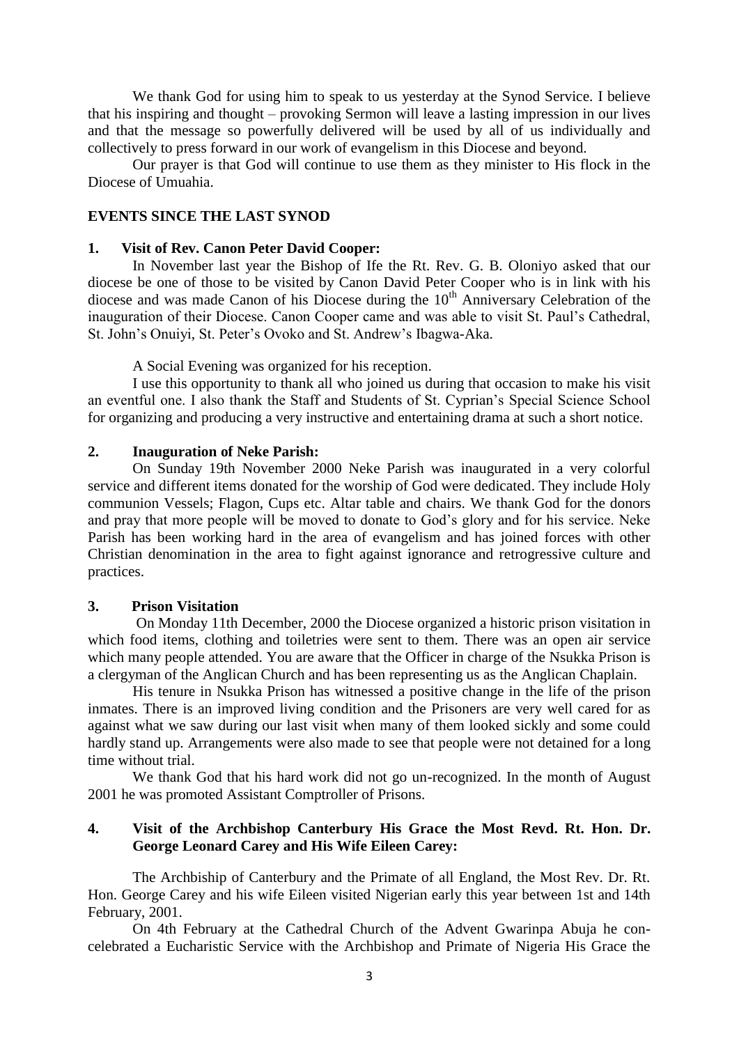We thank God for using him to speak to us yesterday at the Synod Service. I believe that his inspiring and thought – provoking Sermon will leave a lasting impression in our lives and that the message so powerfully delivered will be used by all of us individually and collectively to press forward in our work of evangelism in this Diocese and beyond.

Our prayer is that God will continue to use them as they minister to His flock in the Diocese of Umuahia.

## EVENTS SINCE THE LAST SYNOD

### 1. Visit of Rev. Canon Peter David Cooper:

In November last year the Bishop of Ife the Rt. Rev. G. B. Oloniyo asked that our diocese be one of those to be visited by Canon David Peter Cooper who is in link with his diocese and was made Canon of his Diocese during the 10th Anniversary Celebration of the inauguration of their Diocese. Canon Cooper came and was able to visit St. Paul's Cathedral, St. John's Onuiyi, St. Peter's Ovoko and St. Andrew's Ibagwa-Aka.

A Social Evening was organized for his reception.

I use this opportunity to thank all who joined us during that occasion to make his visit an eventful one. I also thank the Staff and Students of St. Cyprian's Special Science School for organizing and producing a very instructive and entertaining drama at such a short notice.

### 2. Inauguration of Neke Parish:

On Sunday 19th November 2000 Neke Parish was inaugurated in a very colorful service and different items donated for the worship of God were dedicated. They include Holy communion Vessels; Flagon, Cups etc. Altar table and chairs. We thank God for the donors and pray that more people will be moved to donate to God's glory and for his service. Neke Parish has been working hard in the area of evangelism and has joined forces with other Christian denomination in the area to fight against ignorance and retrogressive culture and practices.

### 3. Prison Visitation

On Monday 11th December, 2000 the Diocese organized a historic prison visitation in which food items, clothing and toiletries were sent to them. There was an open air service which many people attended. You are aware that the Officer in charge of the Nsukka Prison is a clergyman of the Anglican Church and has been representing us as the Anglican Chaplain.

His tenure in Nsukka Prison has witnessed a positive change in the life of the prison inmates. There is an improved living condition and the Prisoners are very well cared for as against what we saw during our last visit when many of them looked sickly and some could hardly stand up. Arrangements were also made to see that people were not detained for a long time without trial.

We thank God that his hard work did not go un-recognized. In the month of August 2001 he was promoted Assistant Comptroller of Prisons.

### 4. Visit of the Archbishop Canterbury His Grace the Most Revd. Rt. Hon. Dr. George Leonard Carey and His Wife Eileen Carey:

The Archbiship of Canterbury and the Primate of all England, the Most Rev. Dr. Rt. Hon. George Carey and his wife Eileen visited Nigerian early this year between 1st and 14th February, 2001.

On 4th February at the Cathedral Church of the Advent Gwarinpa Abuja he con-celebrated a Eucharistic Service with the Archbishop and Primate of Nigeria His Grace the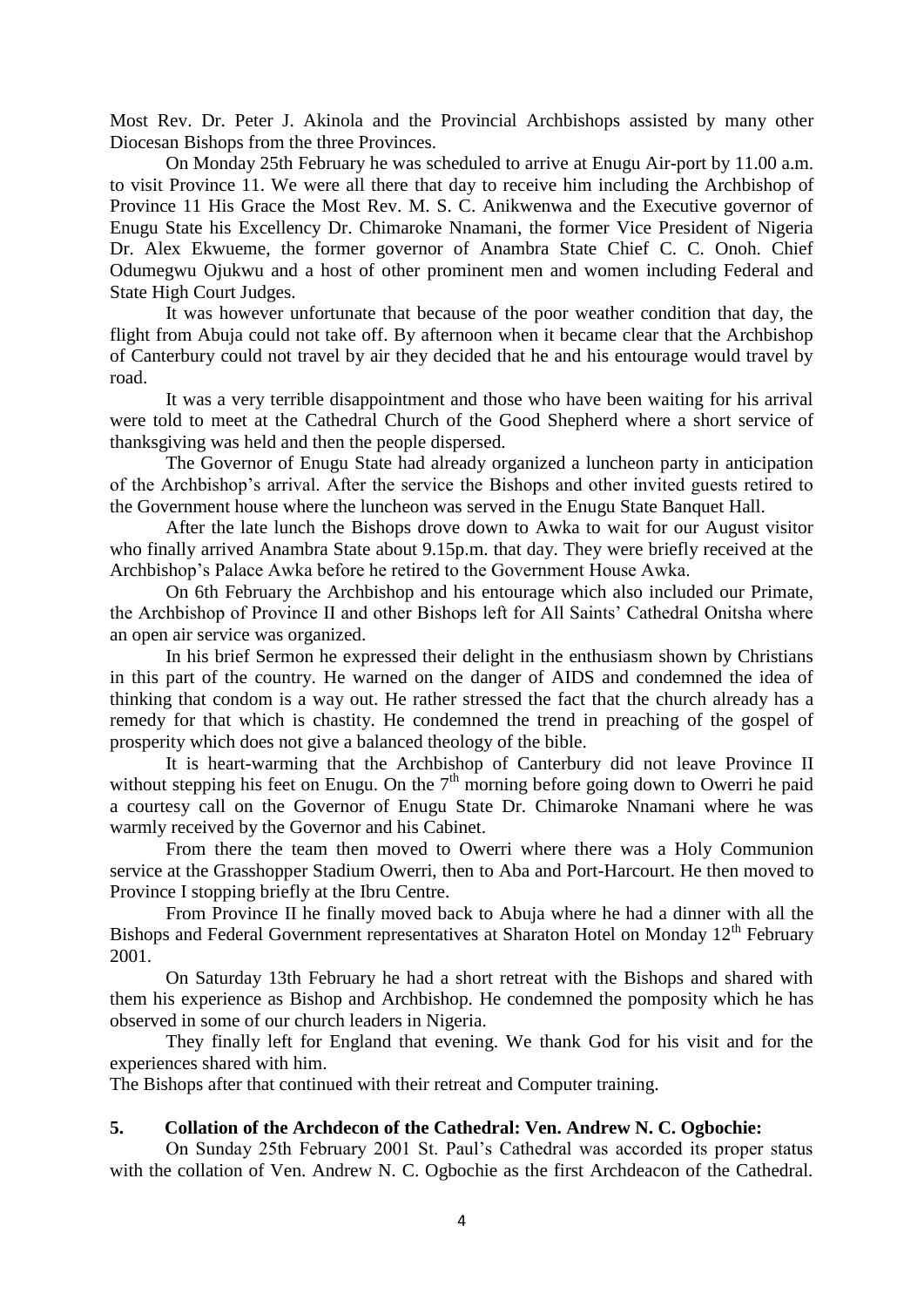Most Rev. Dr. Peter J. Akinola and the Provincial Archbishops assisted by many other Diocesan Bishops from the three Provinces.

On Monday 25th February he was scheduled to arrive at Enugu Air-port by 11.00 a.m. to visit Province 11. We were all there that day to receive him including the Archbishop of Province 11 His Grace the Most Rev. M. S. C. Anikwenwa and the Executive governor of Enugu State his Excellency Dr. Chimaroke Nnamani, the former Vice President of Nigeria Dr. Alex Ekwueme, the former governor of Anambra State Chief C. C. Onoh. Chief Odumegwu Ojukwu and a host of other prominent men and women including Federal and State High Court Judges.

It was however unfortunate that because of the poor weather condition that day, the flight from Abuja could not take off. By afternoon when it became clear that the Archbishop of Canterbury could not travel by air they decided that he and his entourage would travel by road.

It was a very terrible disappointment and those who have been waiting for his arrival were told to meet at the Cathedral Church of the Good Shepherd where a short service of thanksgiving was held and then the people dispersed.

The Governor of Enugu State had already organized a luncheon party in anticipation of the Archbishop's arrival. After the service the Bishops and other invited guests retired to the Government house where the luncheon was served in the Enugu State Banquet Hall.

After the late lunch the Bishops drove down to Awka to wait for our August visitor who finally arrived Anambra State about 9.15p.m. that day. They were briefly received at the Archbishop's Palace Awka before he retired to the Government House Awka.

On 6th February the Archbishop and his entourage which also included our Primate, the Archbishop of Province II and other Bishops left for All Saints' Cathedral Onitsha where an open air service was organized.

In his brief Sermon he expressed their delight in the enthusiasm shown by Christians in this part of the country. He warned on the danger of AIDS and condemned the idea of thinking that condom is a way out. He rather stressed the fact that the church already has a remedy for that which is chastity. He condemned the trend in preaching of the gospel of prosperity which does not give a balanced theology of the bible.

It is heart-warming that the Archbishop of Canterbury did not leave Province II without stepping his feet on Enugu. On the 7th morning before going down to Owerri he paid a courtesy call on the Governor of Enugu State Dr. Chimaroke Nnamani where he was warmly received by the Governor and his Cabinet.

From there the team then moved to Owerri where there was a Holy Communion service at the Grasshopper Stadium Owerri, then to Aba and Port-Harcourt. He then moved to Province I stopping briefly at the Ibru Centre.

From Province II he finally moved back to Abuja where he had a dinner with all the Bishops and Federal Government representatives at Sharaton Hotel on Monday 12th February 2001.

On Saturday 13th February he had a short retreat with the Bishops and shared with them his experience as Bishop and Archbishop. He condemned the pomposity which he has observed in some of our church leaders in Nigeria.

They finally left for England that evening. We thank God for his visit and for the experiences shared with him.

The Bishops after that continued with their retreat and Computer training.

**5. Collation of the Archdecon of the Cathedral: Ven. Andrew N. C. Ogbochie:**

On Sunday 25th February 2001 St. Paul's Cathedral was accorded its proper status with the collation of Ven. Andrew N. C. Ogbochie as the first Archdeacon of the Cathedral.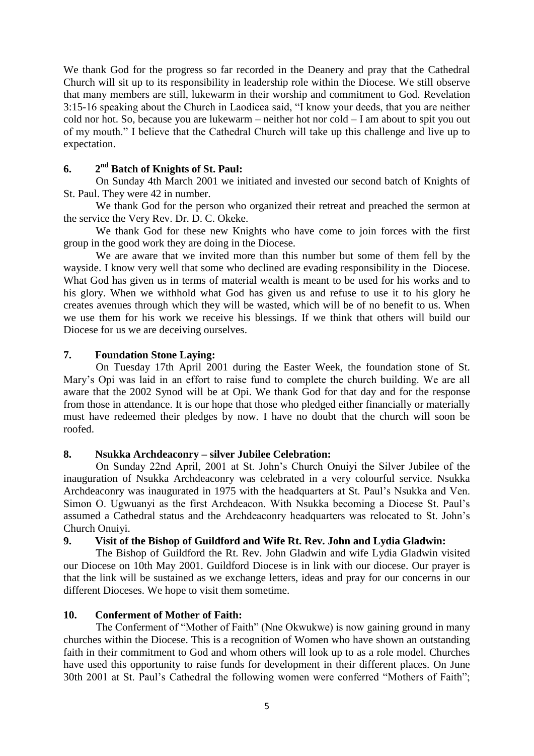We thank God for the progress so far recorded in the Deanery and pray that the Cathedral Church will sit up to its responsibility in leadership role within the Diocese. We still observe that many members are still, lukewarm in their worship and commitment to God. Revelation 3:15-16 speaking about the Church in Laodicea said, "I know your deeds, that you are neither cold nor hot. So, because you are lukewarm – neither hot nor cold – I am about to spit you out of my mouth." I believe that the Cathedral Church will take up this challenge and live up to expectation.

### 6. 2nd Batch of Knights of St. Paul:

On Sunday 4th March 2001 we initiated and invested our second batch of Knights of St. Paul. They were 42 in number.

We thank God for the person who organized their retreat and preached the sermon at the service the Very Rev. Dr. D. C. Okeke.

We thank God for these new Knights who have come to join forces with the first group in the good work they are doing in the Diocese.

We are aware that we invited more than this number but some of them fell by the wayside. I know very well that some who declined are evading responsibility in the Diocese. What God has given us in terms of material wealth is meant to be used for his works and to his glory. When we withhold what God has given us and refuse to use it to his glory he creates avenues through which they will be wasted, which will be of no benefit to us. When we use them for his work we receive his blessings. If we think that others will build our Diocese for us we are deceiving ourselves.

### 7. Foundation Stone Laying:

On Tuesday 17th April 2001 during the Easter Week, the foundation stone of St. Mary's Opi was laid in an effort to raise fund to complete the church building. We are all aware that the 2002 Synod will be at Opi. We thank God for that day and for the response from those in attendance. It is our hope that those who pledged either financially or materially must have redeemed their pledges by now. I have no doubt that the church will soon be roofed.

### 8. Nsukka Archdeaconry – silver Jubilee Celebration:

On Sunday 22nd April, 2001 at St. John's Church Onuiyi the Silver Jubilee of the inauguration of Nsukka Archdeaconry was celebrated in a very colourful service. Nsukka Archdeaconry was inaugurated in 1975 with the headquarters at St. Paul's Nsukka and Ven. Simon O. Ugwuanyi as the first Archdeacon. With Nsukka becoming a Diocese St. Paul's assumed a Cathedral status and the Archdeaconry headquarters was relocated to St. John's Church Onuiyi.

### 9. Visit of the Bishop of Guildford and Wife Rt. Rev. John and Lydia Gladwin:

The Bishop of Guildford the Rt. Rev. John Gladwin and wife Lydia Gladwin visited our Diocese on 10th May 2001. Guildford Diocese is in link with our diocese. Our prayer is that the link will be sustained as we exchange letters, ideas and pray for our concerns in our different Dioceses. We hope to visit them sometime.

### 10. Conferment of Mother of Faith:

The Conferment of "Mother of Faith" (Nne Okwukwe) is now gaining ground in many churches within the Diocese. This is a recognition of Women who have shown an outstanding faith in their commitment to God and whom others will look up to as a role model. Churches have used this opportunity to raise funds for development in their different places. On June 30th 2001 at St. Paul's Cathedral the following women were conferred "Mothers of Faith";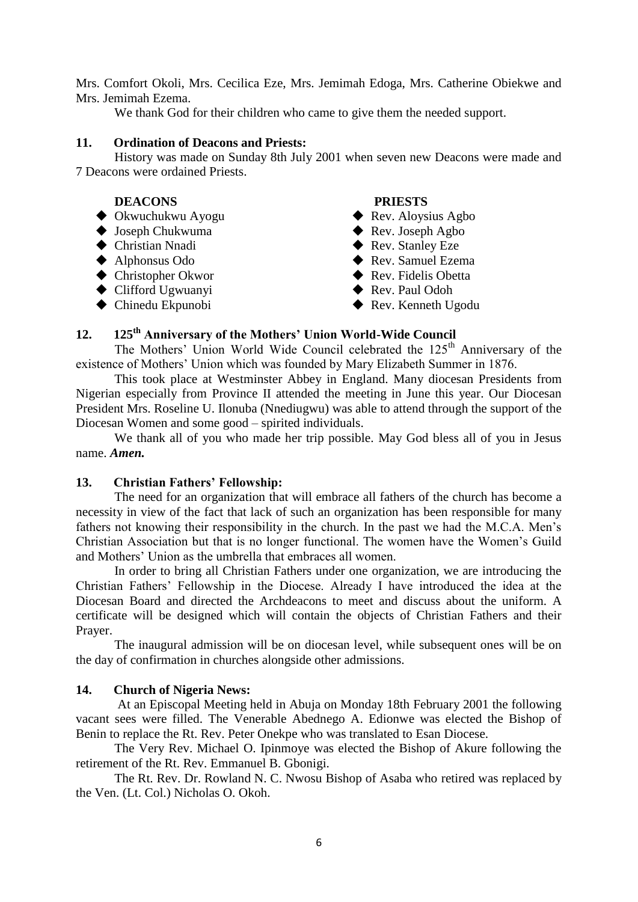Mrs. Comfort Okoli, Mrs. Cecilica Eze, Mrs. Jemimah Edoga, Mrs. Catherine Obiekwe and Mrs. Jemimah Ezema.

We thank God for their children who came to give them the needed support.

### 11. Ordination of Deacons and Priests:

History was made on Sunday 8th July 2001 when seven new Deacons were made and 7 Deacons were ordained Priests.

| DEACONS | PRIESTS |
|---|---|
| Okwuchukwu Ayogu | Rev. Aloysius Agbo |
| Joseph Chukwuma | Rev. Joseph Agbo |
| Christian Nnadi | Rev. Stanley Eze |
| Alphonsus Odo | Rev. Samuel Ezema |
| Christopher Okwor | Rev. Fidelis Obetta |
| Clifford Ugwuanyi | Rev. Paul Odoh |
| Chinedu Ekpunobi | Rev. Kenneth Ugodu |

### 12. 125th Anniversary of the Mothers' Union World-Wide Council

The Mothers' Union World Wide Council celebrated the 125th Anniversary of the existence of Mothers' Union which was founded by Mary Elizabeth Summer in 1876.

This took place at Westminster Abbey in England. Many diocesan Presidents from Nigerian especially from Province II attended the meeting in June this year. Our Diocesan President Mrs. Roseline U. Ilonuba (Nnediugwu) was able to attend through the support of the Diocesan Women and some good – spirited individuals.

We thank all of you who made her trip possible. May God bless all of you in Jesus name. ***Amen.***

### 13. Christian Fathers' Fellowship:

The need for an organization that will embrace all fathers of the church has become a necessity in view of the fact that lack of such an organization has been responsible for many fathers not knowing their responsibility in the church. In the past we had the M.C.A. Men's Christian Association but that is no longer functional. The women have the Women's Guild and Mothers' Union as the umbrella that embraces all women.

In order to bring all Christian Fathers under one organization, we are introducing the Christian Fathers' Fellowship in the Diocese. Already I have introduced the idea at the Diocesan Board and directed the Archdeacons to meet and discuss about the uniform. A certificate will be designed which will contain the objects of Christian Fathers and their Prayer.

The inaugural admission will be on diocesan level, while subsequent ones will be on the day of confirmation in churches alongside other admissions.

### 14. Church of Nigeria News:

At an Episcopal Meeting held in Abuja on Monday 18th February 2001 the following vacant sees were filled. The Venerable Abednego A. Edionwe was elected the Bishop of Benin to replace the Rt. Rev. Peter Onekpe who was translated to Esan Diocese.

The Very Rev. Michael O. Ipinmoye was elected the Bishop of Akure following the retirement of the Rt. Rev. Emmanuel B. Gbonigi.

The Rt. Rev. Dr. Rowland N. C. Nwosu Bishop of Asaba who retired was replaced by the Ven. (Lt. Col.) Nicholas O. Okoh.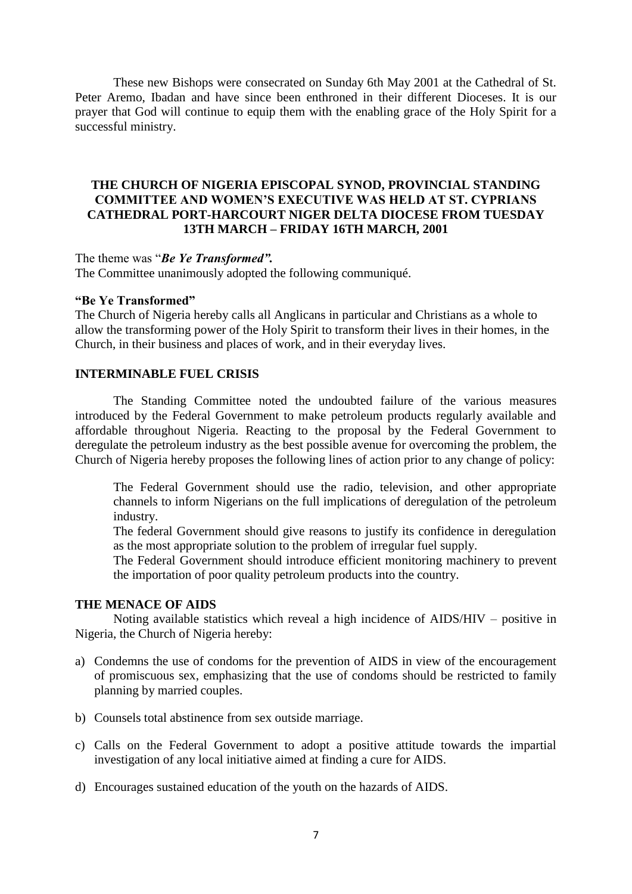These new Bishops were consecrated on Sunday 6th May 2001 at the Cathedral of St. Peter Aremo, Ibadan and have since been enthroned in their different Dioceses. It is our prayer that God will continue to equip them with the enabling grace of the Holy Spirit for a successful ministry.

## THE CHURCH OF NIGERIA EPISCOPAL SYNOD, PROVINCIAL STANDING COMMITTEE AND WOMEN'S EXECUTIVE WAS HELD AT ST. CYPRIANS CATHEDRAL PORT-HARCOURT NIGER DELTA DIOCESE FROM TUESDAY 13TH MARCH – FRIDAY 16TH MARCH, 2001

The theme was "***Be Ye Transformed".***
The Committee unanimously adopted the following communiqué.

**"Be Ye Transformed"**
The Church of Nigeria hereby calls all Anglicans in particular and Christians as a whole to allow the transforming power of the Holy Spirit to transform their lives in their homes, in the Church, in their business and places of work, and in their everyday lives.

**INTERMINABLE FUEL CRISIS**

The Standing Committee noted the undoubted failure of the various measures introduced by the Federal Government to make petroleum products regularly available and affordable throughout Nigeria. Reacting to the proposal by the Federal Government to deregulate the petroleum industry as the best possible avenue for overcoming the problem, the Church of Nigeria hereby proposes the following lines of action prior to any change of policy:

The Federal Government should use the radio, television, and other appropriate channels to inform Nigerians on the full implications of deregulation of the petroleum industry.

The federal Government should give reasons to justify its confidence in deregulation as the most appropriate solution to the problem of irregular fuel supply.

The Federal Government should introduce efficient monitoring machinery to prevent the importation of poor quality petroleum products into the country.

**THE MENACE OF AIDS**

Noting available statistics which reveal a high incidence of AIDS/HIV – positive in Nigeria, the Church of Nigeria hereby:

a) Condemns the use of condoms for the prevention of AIDS in view of the encouragement of promiscuous sex, emphasizing that the use of condoms should be restricted to family planning by married couples.

b) Counsels total abstinence from sex outside marriage.

c) Calls on the Federal Government to adopt a positive attitude towards the impartial investigation of any local initiative aimed at finding a cure for AIDS.

d) Encourages sustained education of the youth on the hazards of AIDS.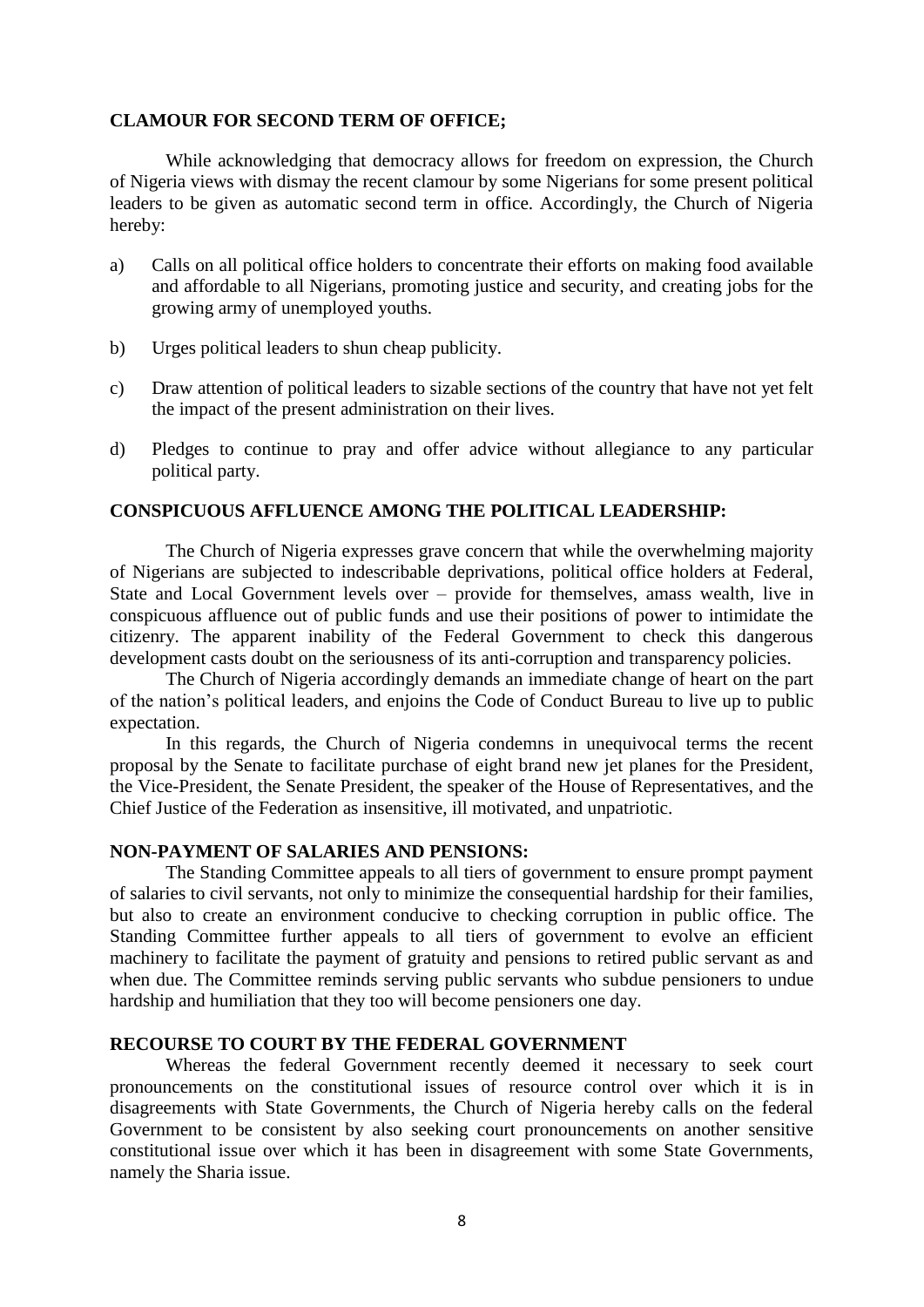**CLAMOUR FOR SECOND TERM OF OFFICE;**

While acknowledging that democracy allows for freedom on expression, the Church of Nigeria views with dismay the recent clamour by some Nigerians for some present political leaders to be given as automatic second term in office. Accordingly, the Church of Nigeria hereby:

a) Calls on all political office holders to concentrate their efforts on making food available and affordable to all Nigerians, promoting justice and security, and creating jobs for the growing army of unemployed youths.

b) Urges political leaders to shun cheap publicity.

c) Draw attention of political leaders to sizable sections of the country that have not yet felt the impact of the present administration on their lives.

d) Pledges to continue to pray and offer advice without allegiance to any particular political party.

**CONSPICUOUS AFFLUENCE AMONG THE POLITICAL LEADERSHIP:**

The Church of Nigeria expresses grave concern that while the overwhelming majority of Nigerians are subjected to indescribable deprivations, political office holders at Federal, State and Local Government levels over – provide for themselves, amass wealth, live in conspicuous affluence out of public funds and use their positions of power to intimidate the citizenry. The apparent inability of the Federal Government to check this dangerous development casts doubt on the seriousness of its anti-corruption and transparency policies.

The Church of Nigeria accordingly demands an immediate change of heart on the part of the nation's political leaders, and enjoins the Code of Conduct Bureau to live up to public expectation.

In this regards, the Church of Nigeria condemns in unequivocal terms the recent proposal by the Senate to facilitate purchase of eight brand new jet planes for the President, the Vice-President, the Senate President, the speaker of the House of Representatives, and the Chief Justice of the Federation as insensitive, ill motivated, and unpatriotic.

**NON-PAYMENT OF SALARIES AND PENSIONS:**

The Standing Committee appeals to all tiers of government to ensure prompt payment of salaries to civil servants, not only to minimize the consequential hardship for their families, but also to create an environment conducive to checking corruption in public office. The Standing Committee further appeals to all tiers of government to evolve an efficient machinery to facilitate the payment of gratuity and pensions to retired public servant as and when due. The Committee reminds serving public servants who subdue pensioners to undue hardship and humiliation that they too will become pensioners one day.

**RECOURSE TO COURT BY THE FEDERAL GOVERNMENT**

Whereas the federal Government recently deemed it necessary to seek court pronouncements on the constitutional issues of resource control over which it is in disagreements with State Governments, the Church of Nigeria hereby calls on the federal Government to be consistent by also seeking court pronouncements on another sensitive constitutional issue over which it has been in disagreement with some State Governments, namely the Sharia issue.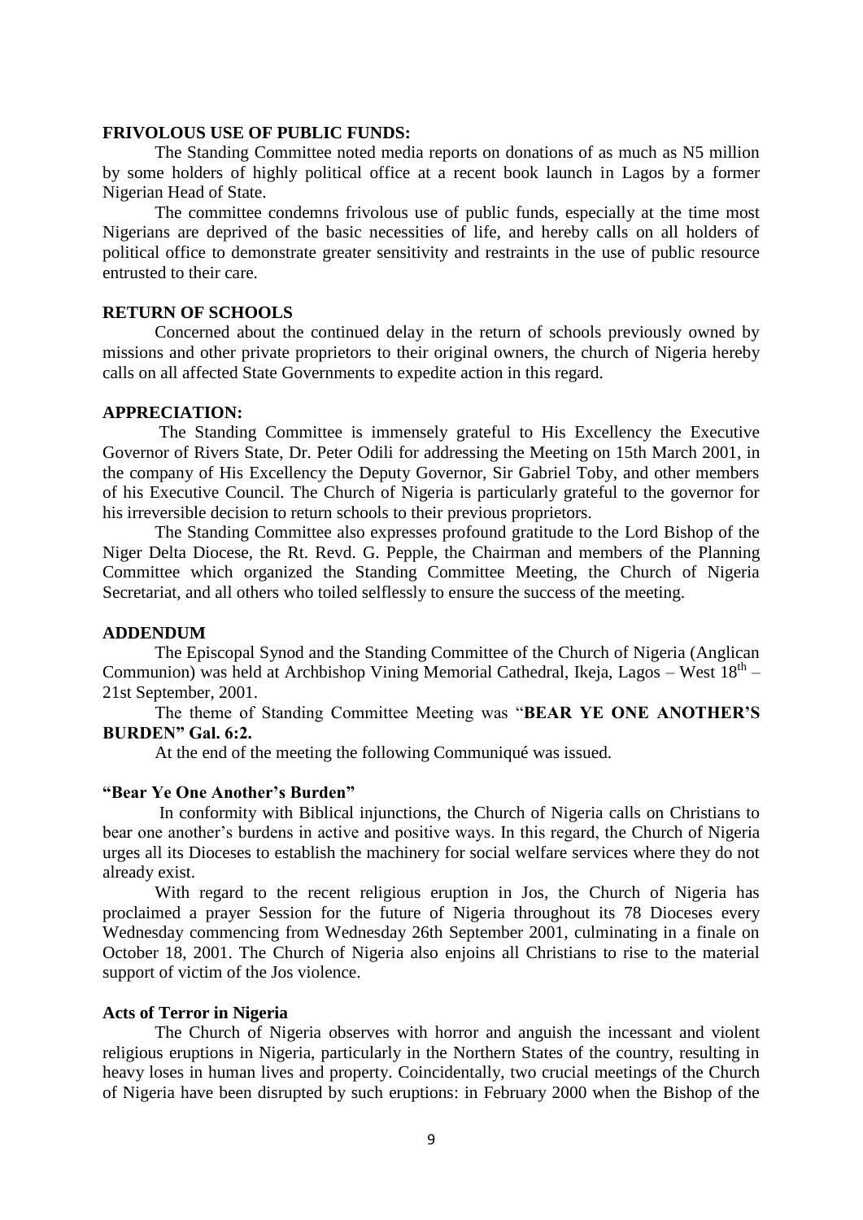**FRIVOLOUS USE OF PUBLIC FUNDS:**

The Standing Committee noted media reports on donations of as much as N5 million by some holders of highly political office at a recent book launch in Lagos by a former Nigerian Head of State.

The committee condemns frivolous use of public funds, especially at the time most Nigerians are deprived of the basic necessities of life, and hereby calls on all holders of political office to demonstrate greater sensitivity and restraints in the use of public resource entrusted to their care.

**RETURN OF SCHOOLS**

Concerned about the continued delay in the return of schools previously owned by missions and other private proprietors to their original owners, the church of Nigeria hereby calls on all affected State Governments to expedite action in this regard.

**APPRECIATION:**

The Standing Committee is immensely grateful to His Excellency the Executive Governor of Rivers State, Dr. Peter Odili for addressing the Meeting on 15th March 2001, in the company of His Excellency the Deputy Governor, Sir Gabriel Toby, and other members of his Executive Council. The Church of Nigeria is particularly grateful to the governor for his irreversible decision to return schools to their previous proprietors.

The Standing Committee also expresses profound gratitude to the Lord Bishop of the Niger Delta Diocese, the Rt. Revd. G. Pepple, the Chairman and members of the Planning Committee which organized the Standing Committee Meeting, the Church of Nigeria Secretariat, and all others who toiled selflessly to ensure the success of the meeting.

**ADDENDUM**

The Episcopal Synod and the Standing Committee of the Church of Nigeria (Anglican Communion) was held at Archbishop Vining Memorial Cathedral, Ikeja, Lagos – West 18th – 21st September, 2001.

The theme of Standing Committee Meeting was "**BEAR YE ONE ANOTHER'S BURDEN" Gal. 6:2.**

At the end of the meeting the following Communiqué was issued.

**"Bear Ye One Another's Burden"**

In conformity with Biblical injunctions, the Church of Nigeria calls on Christians to bear one another's burdens in active and positive ways. In this regard, the Church of Nigeria urges all its Dioceses to establish the machinery for social welfare services where they do not already exist.

With regard to the recent religious eruption in Jos, the Church of Nigeria has proclaimed a prayer Session for the future of Nigeria throughout its 78 Dioceses every Wednesday commencing from Wednesday 26th September 2001, culminating in a finale on October 18, 2001. The Church of Nigeria also enjoins all Christians to rise to the material support of victim of the Jos violence.

**Acts of Terror in Nigeria**

The Church of Nigeria observes with horror and anguish the incessant and violent religious eruptions in Nigeria, particularly in the Northern States of the country, resulting in heavy loses in human lives and property. Coincidentally, two crucial meetings of the Church of Nigeria have been disrupted by such eruptions: in February 2000 when the Bishop of the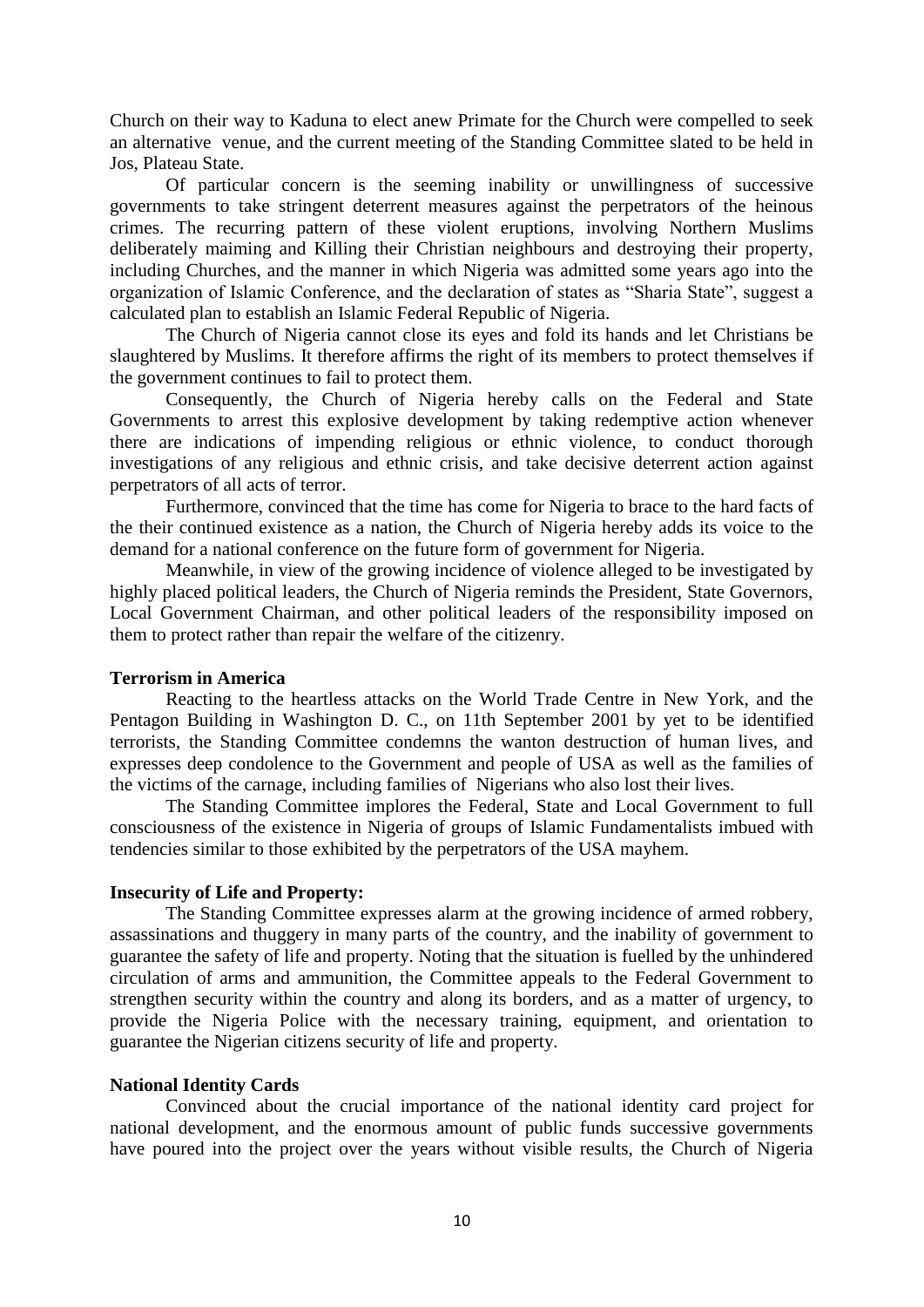Church on their way to Kaduna to elect anew Primate for the Church were compelled to seek an alternative venue, and the current meeting of the Standing Committee slated to be held in Jos, Plateau State.

Of particular concern is the seeming inability or unwillingness of successive governments to take stringent deterrent measures against the perpetrators of the heinous crimes. The recurring pattern of these violent eruptions, involving Northern Muslims deliberately maiming and Killing their Christian neighbours and destroying their property, including Churches, and the manner in which Nigeria was admitted some years ago into the organization of Islamic Conference, and the declaration of states as "Sharia State", suggest a calculated plan to establish an Islamic Federal Republic of Nigeria.

The Church of Nigeria cannot close its eyes and fold its hands and let Christians be slaughtered by Muslims. It therefore affirms the right of its members to protect themselves if the government continues to fail to protect them.

Consequently, the Church of Nigeria hereby calls on the Federal and State Governments to arrest this explosive development by taking redemptive action whenever there are indications of impending religious or ethnic violence, to conduct thorough investigations of any religious and ethnic crisis, and take decisive deterrent action against perpetrators of all acts of terror.

Furthermore, convinced that the time has come for Nigeria to brace to the hard facts of the their continued existence as a nation, the Church of Nigeria hereby adds its voice to the demand for a national conference on the future form of government for Nigeria.

Meanwhile, in view of the growing incidence of violence alleged to be investigated by highly placed political leaders, the Church of Nigeria reminds the President, State Governors, Local Government Chairman, and other political leaders of the responsibility imposed on them to protect rather than repair the welfare of the citizenry.

**Terrorism in America**

Reacting to the heartless attacks on the World Trade Centre in New York, and the Pentagon Building in Washington D. C., on 11th September 2001 by yet to be identified terrorists, the Standing Committee condemns the wanton destruction of human lives, and expresses deep condolence to the Government and people of USA as well as the families of the victims of the carnage, including families of Nigerians who also lost their lives.

The Standing Committee implores the Federal, State and Local Government to full consciousness of the existence in Nigeria of groups of Islamic Fundamentalists imbued with tendencies similar to those exhibited by the perpetrators of the USA mayhem.

**Insecurity of Life and Property:**

The Standing Committee expresses alarm at the growing incidence of armed robbery, assassinations and thuggery in many parts of the country, and the inability of government to guarantee the safety of life and property. Noting that the situation is fuelled by the unhindered circulation of arms and ammunition, the Committee appeals to the Federal Government to strengthen security within the country and along its borders, and as a matter of urgency, to provide the Nigeria Police with the necessary training, equipment, and orientation to guarantee the Nigerian citizens security of life and property.

**National Identity Cards**

Convinced about the crucial importance of the national identity card project for national development, and the enormous amount of public funds successive governments have poured into the project over the years without visible results, the Church of Nigeria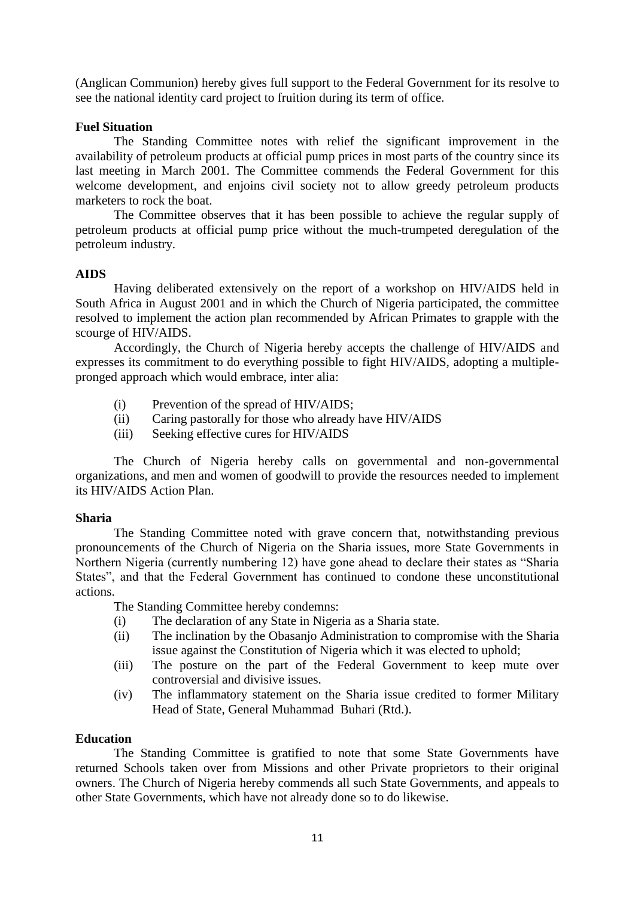(Anglican Communion) hereby gives full support to the Federal Government for its resolve to see the national identity card project to fruition during its term of office.

**Fuel Situation**

The Standing Committee notes with relief the significant improvement in the availability of petroleum products at official pump prices in most parts of the country since its last meeting in March 2001. The Committee commends the Federal Government for this welcome development, and enjoins civil society not to allow greedy petroleum products marketers to rock the boat.

The Committee observes that it has been possible to achieve the regular supply of petroleum products at official pump price without the much-trumpeted deregulation of the petroleum industry.

**AIDS**

Having deliberated extensively on the report of a workshop on HIV/AIDS held in South Africa in August 2001 and in which the Church of Nigeria participated, the committee resolved to implement the action plan recommended by African Primates to grapple with the scourge of HIV/AIDS.

Accordingly, the Church of Nigeria hereby accepts the challenge of HIV/AIDS and expresses its commitment to do everything possible to fight HIV/AIDS, adopting a multiple-pronged approach which would embrace, inter alia:

(i) Prevention of the spread of HIV/AIDS;
(ii) Caring pastorally for those who already have HIV/AIDS
(iii) Seeking effective cures for HIV/AIDS

The Church of Nigeria hereby calls on governmental and non-governmental organizations, and men and women of goodwill to provide the resources needed to implement its HIV/AIDS Action Plan.

**Sharia**

The Standing Committee noted with grave concern that, notwithstanding previous pronouncements of the Church of Nigeria on the Sharia issues, more State Governments in Northern Nigeria (currently numbering 12) have gone ahead to declare their states as "Sharia States", and that the Federal Government has continued to condone these unconstitutional actions.

The Standing Committee hereby condemns:

(i) The declaration of any State in Nigeria as a Sharia state.
(ii) The inclination by the Obasanjo Administration to compromise with the Sharia issue against the Constitution of Nigeria which it was elected to uphold;
(iii) The posture on the part of the Federal Government to keep mute over controversial and divisive issues.
(iv) The inflammatory statement on the Sharia issue credited to former Military Head of State, General Muhammad Buhari (Rtd.).

**Education**

The Standing Committee is gratified to note that some State Governments have returned Schools taken over from Missions and other Private proprietors to their original owners. The Church of Nigeria hereby commends all such State Governments, and appeals to other State Governments, which have not already done so to do likewise.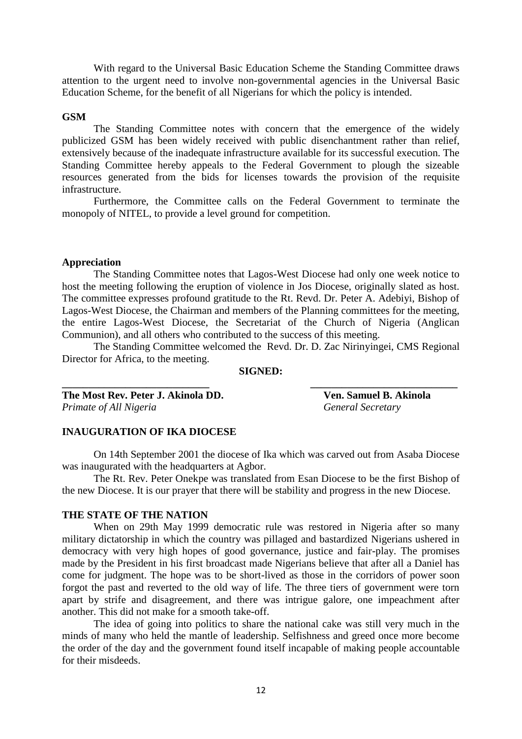With regard to the Universal Basic Education Scheme the Standing Committee draws attention to the urgent need to involve non-governmental agencies in the Universal Basic Education Scheme, for the benefit of all Nigerians for which the policy is intended.

**GSM**

The Standing Committee notes with concern that the emergence of the widely publicized GSM has been widely received with public disenchantment rather than relief, extensively because of the inadequate infrastructure available for its successful execution. The Standing Committee hereby appeals to the Federal Government to plough the sizeable resources generated from the bids for licenses towards the provision of the requisite infrastructure.

Furthermore, the Committee calls on the Federal Government to terminate the monopoly of NITEL, to provide a level ground for competition.

**Appreciation**

The Standing Committee notes that Lagos-West Diocese had only one week notice to host the meeting following the eruption of violence in Jos Diocese, originally slated as host. The committee expresses profound gratitude to the Rt. Revd. Dr. Peter A. Adebiyi, Bishop of Lagos-West Diocese, the Chairman and members of the Planning committees for the meeting, the entire Lagos-West Diocese, the Secretariat of the Church of Nigeria (Anglican Communion), and all others who contributed to the success of this meeting.

The Standing Committee welcomed the Revd. Dr. D. Zac Nirinyingei, CMS Regional Director for Africa, to the meeting.

**SIGNED:**

**The Most Rev. Peter J. Akinola DD.**
*Primate of All Nigeria*

**Ven. Samuel B. Akinola**
*General Secretary*

**INAUGURATION OF IKA DIOCESE**

On 14th September 2001 the diocese of Ika which was carved out from Asaba Diocese was inaugurated with the headquarters at Agbor.

The Rt. Rev. Peter Onekpe was translated from Esan Diocese to be the first Bishop of the new Diocese. It is our prayer that there will be stability and progress in the new Diocese.

**THE STATE OF THE NATION**

When on 29th May 1999 democratic rule was restored in Nigeria after so many military dictatorship in which the country was pillaged and bastardized Nigerians ushered in democracy with very high hopes of good governance, justice and fair-play. The promises made by the President in his first broadcast made Nigerians believe that after all a Daniel has come for judgment. The hope was to be short-lived as those in the corridors of power soon forgot the past and reverted to the old way of life. The three tiers of government were torn apart by strife and disagreement, and there was intrigue galore, one impeachment after another. This did not make for a smooth take-off.

The idea of going into politics to share the national cake was still very much in the minds of many who held the mantle of leadership. Selfishness and greed once more become the order of the day and the government found itself incapable of making people accountable for their misdeeds.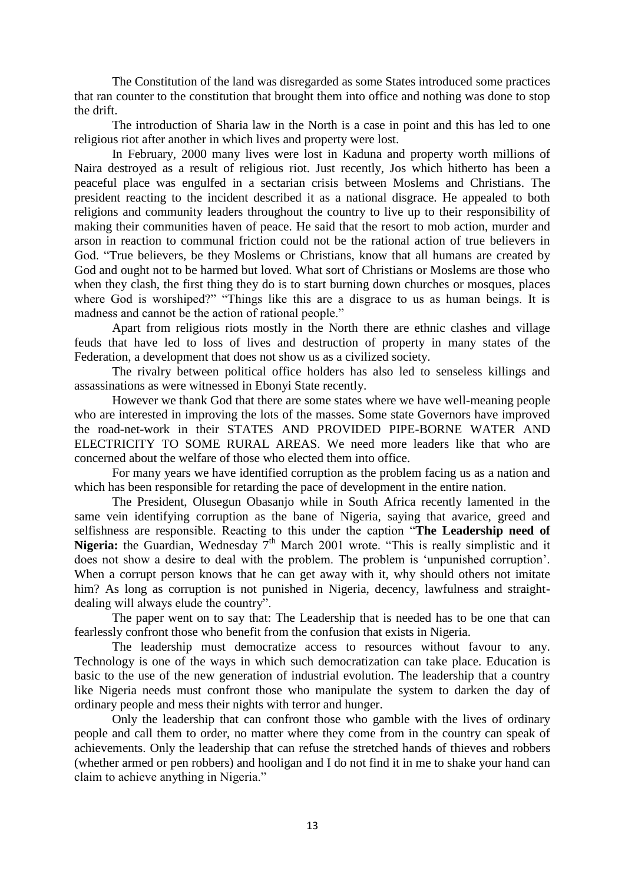The Constitution of the land was disregarded as some States introduced some practices that ran counter to the constitution that brought them into office and nothing was done to stop the drift.

The introduction of Sharia law in the North is a case in point and this has led to one religious riot after another in which lives and property were lost.

In February, 2000 many lives were lost in Kaduna and property worth millions of Naira destroyed as a result of religious riot. Just recently, Jos which hitherto has been a peaceful place was engulfed in a sectarian crisis between Moslems and Christians. The president reacting to the incident described it as a national disgrace. He appealed to both religions and community leaders throughout the country to live up to their responsibility of making their communities haven of peace. He said that the resort to mob action, murder and arson in reaction to communal friction could not be the rational action of true believers in God. "True believers, be they Moslems or Christians, know that all humans are created by God and ought not to be harmed but loved. What sort of Christians or Moslems are those who when they clash, the first thing they do is to start burning down churches or mosques, places where God is worshiped?" "Things like this are a disgrace to us as human beings. It is madness and cannot be the action of rational people."

Apart from religious riots mostly in the North there are ethnic clashes and village feuds that have led to loss of lives and destruction of property in many states of the Federation, a development that does not show us as a civilized society.

The rivalry between political office holders has also led to senseless killings and assassinations as were witnessed in Ebonyi State recently.

However we thank God that there are some states where we have well-meaning people who are interested in improving the lots of the masses. Some state Governors have improved the road-net-work in their STATES AND PROVIDED PIPE-BORNE WATER AND ELECTRICITY TO SOME RURAL AREAS. We need more leaders like that who are concerned about the welfare of those who elected them into office.

For many years we have identified corruption as the problem facing us as a nation and which has been responsible for retarding the pace of development in the entire nation.

The President, Olusegun Obasanjo while in South Africa recently lamented in the same vein identifying corruption as the bane of Nigeria, saying that avarice, greed and selfishness are responsible. Reacting to this under the caption "**The Leadership need of Nigeria:** the Guardian, Wednesday 7th March 2001 wrote. "This is really simplistic and it does not show a desire to deal with the problem. The problem is 'unpunished corruption'. When a corrupt person knows that he can get away with it, why should others not imitate him? As long as corruption is not punished in Nigeria, decency, lawfulness and straight-dealing will always elude the country".

The paper went on to say that: The Leadership that is needed has to be one that can fearlessly confront those who benefit from the confusion that exists in Nigeria.

The leadership must democratize access to resources without favour to any. Technology is one of the ways in which such democratization can take place. Education is basic to the use of the new generation of industrial evolution. The leadership that a country like Nigeria needs must confront those who manipulate the system to darken the day of ordinary people and mess their nights with terror and hunger.

Only the leadership that can confront those who gamble with the lives of ordinary people and call them to order, no matter where they come from in the country can speak of achievements. Only the leadership that can refuse the stretched hands of thieves and robbers (whether armed or pen robbers) and hooligan and I do not find it in me to shake your hand can claim to achieve anything in Nigeria."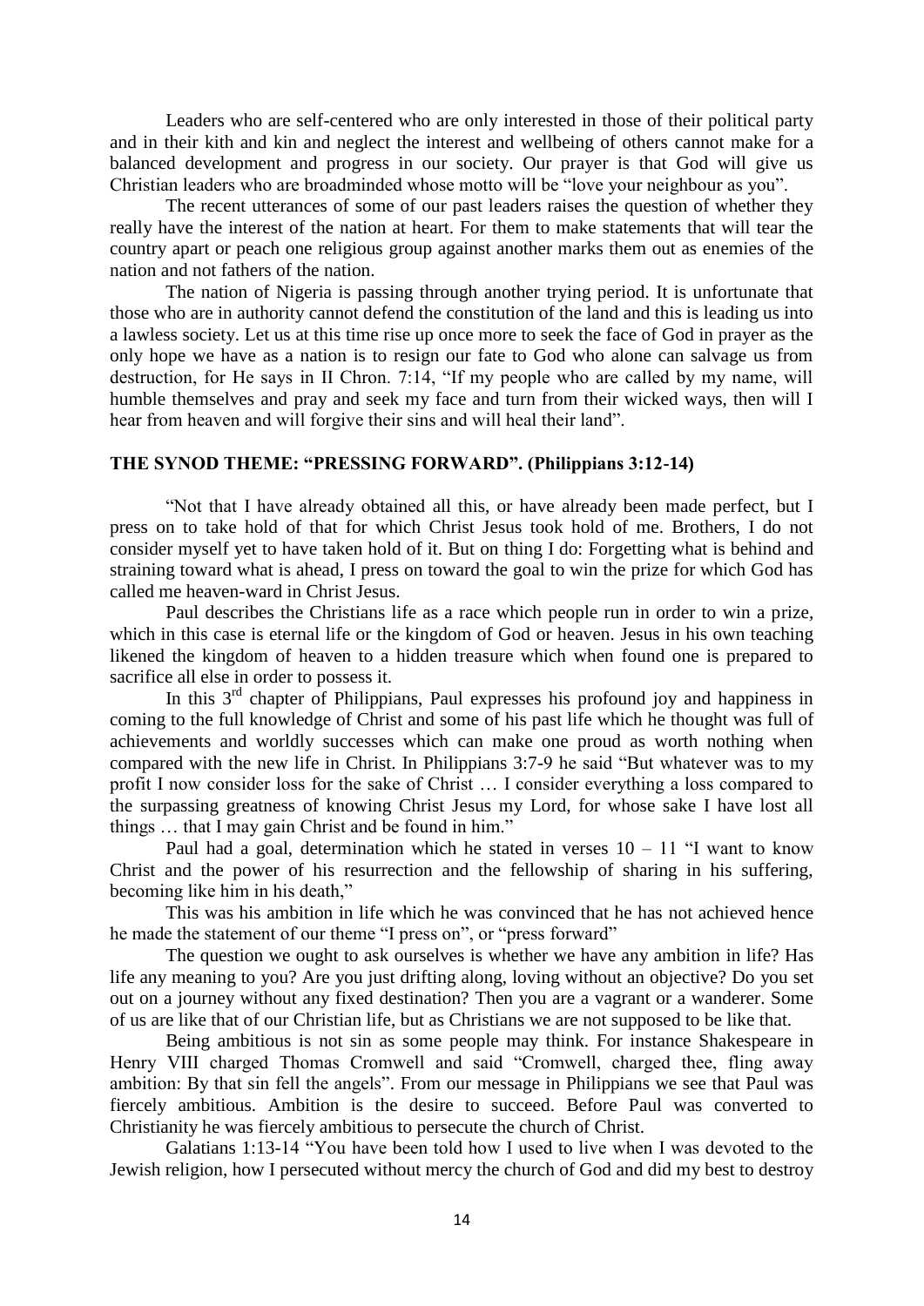Leaders who are self-centered who are only interested in those of their political party and in their kith and kin and neglect the interest and wellbeing of others cannot make for a balanced development and progress in our society. Our prayer is that God will give us Christian leaders who are broadminded whose motto will be "love your neighbour as you".

The recent utterances of some of our past leaders raises the question of whether they really have the interest of the nation at heart. For them to make statements that will tear the country apart or peach one religious group against another marks them out as enemies of the nation and not fathers of the nation.

The nation of Nigeria is passing through another trying period. It is unfortunate that those who are in authority cannot defend the constitution of the land and this is leading us into a lawless society. Let us at this time rise up once more to seek the face of God in prayer as the only hope we have as a nation is to resign our fate to God who alone can salvage us from destruction, for He says in II Chron. 7:14, "If my people who are called by my name, will humble themselves and pray and seek my face and turn from their wicked ways, then will I hear from heaven and will forgive their sins and will heal their land".

## THE SYNOD THEME: "PRESSING FORWARD". (Philippians 3:12-14)

"Not that I have already obtained all this, or have already been made perfect, but I press on to take hold of that for which Christ Jesus took hold of me. Brothers, I do not consider myself yet to have taken hold of it. But on thing I do: Forgetting what is behind and straining toward what is ahead, I press on toward the goal to win the prize for which God has called me heaven-ward in Christ Jesus.

Paul describes the Christians life as a race which people run in order to win a prize, which in this case is eternal life or the kingdom of God or heaven. Jesus in his own teaching likened the kingdom of heaven to a hidden treasure which when found one is prepared to sacrifice all else in order to possess it.

In this 3rd chapter of Philippians, Paul expresses his profound joy and happiness in coming to the full knowledge of Christ and some of his past life which he thought was full of achievements and worldly successes which can make one proud as worth nothing when compared with the new life in Christ. In Philippians 3:7-9 he said "But whatever was to my profit I now consider loss for the sake of Christ … I consider everything a loss compared to the surpassing greatness of knowing Christ Jesus my Lord, for whose sake I have lost all things … that I may gain Christ and be found in him."

Paul had a goal, determination which he stated in verses 10 – 11 "I want to know Christ and the power of his resurrection and the fellowship of sharing in his suffering, becoming like him in his death,"

This was his ambition in life which he was convinced that he has not achieved hence he made the statement of our theme "I press on", or "press forward"

The question we ought to ask ourselves is whether we have any ambition in life? Has life any meaning to you? Are you just drifting along, loving without an objective? Do you set out on a journey without any fixed destination? Then you are a vagrant or a wanderer. Some of us are like that of our Christian life, but as Christians we are not supposed to be like that.

Being ambitious is not sin as some people may think. For instance Shakespeare in Henry VIII charged Thomas Cromwell and said "Cromwell, charged thee, fling away ambition: By that sin fell the angels". From our message in Philippians we see that Paul was fiercely ambitious. Ambition is the desire to succeed. Before Paul was converted to Christianity he was fiercely ambitious to persecute the church of Christ.

Galatians 1:13-14 "You have been told how I used to live when I was devoted to the Jewish religion, how I persecuted without mercy the church of God and did my best to destroy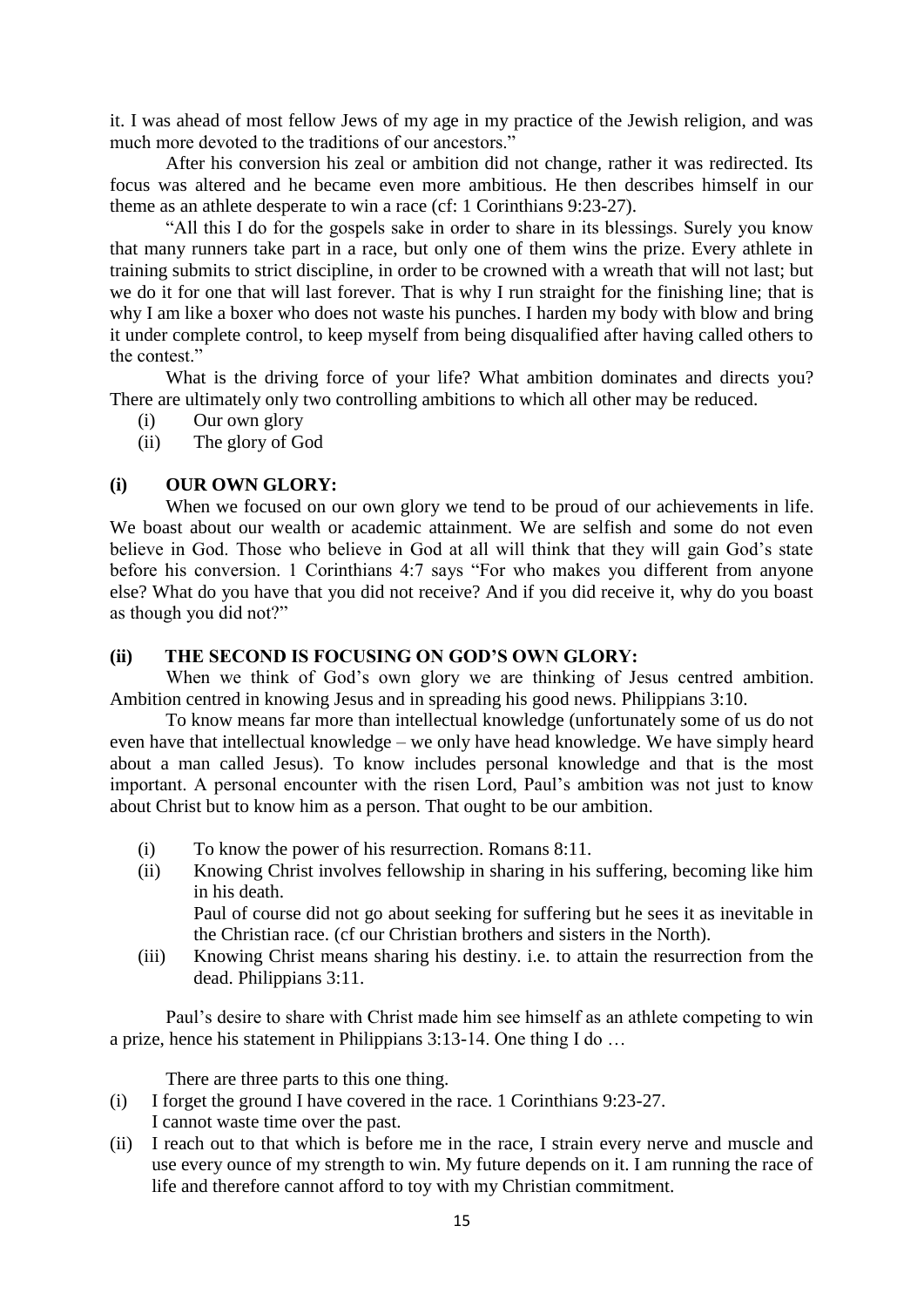it. I was ahead of most fellow Jews of my age in my practice of the Jewish religion, and was much more devoted to the traditions of our ancestors."

After his conversion his zeal or ambition did not change, rather it was redirected. Its focus was altered and he became even more ambitious. He then describes himself in our theme as an athlete desperate to win a race (cf: 1 Corinthians 9:23-27).

"All this I do for the gospels sake in order to share in its blessings. Surely you know that many runners take part in a race, but only one of them wins the prize. Every athlete in training submits to strict discipline, in order to be crowned with a wreath that will not last; but we do it for one that will last forever. That is why I run straight for the finishing line; that is why I am like a boxer who does not waste his punches. I harden my body with blow and bring it under complete control, to keep myself from being disqualified after having called others to the contest."

What is the driving force of your life? What ambition dominates and directs you? There are ultimately only two controlling ambitions to which all other may be reduced.

(i) Our own glory
(ii) The glory of God

### (i) OUR OWN GLORY:

When we focused on our own glory we tend to be proud of our achievements in life. We boast about our wealth or academic attainment. We are selfish and some do not even believe in God. Those who believe in God at all will think that they will gain God's state before his conversion. 1 Corinthians 4:7 says "For who makes you different from anyone else? What do you have that you did not receive? And if you did receive it, why do you boast as though you did not?"

### (ii) THE SECOND IS FOCUSING ON GOD'S OWN GLORY:

When we think of God's own glory we are thinking of Jesus centred ambition. Ambition centred in knowing Jesus and in spreading his good news. Philippians 3:10.

To know means far more than intellectual knowledge (unfortunately some of us do not even have that intellectual knowledge – we only have head knowledge. We have simply heard about a man called Jesus). To know includes personal knowledge and that is the most important. A personal encounter with the risen Lord, Paul's ambition was not just to know about Christ but to know him as a person. That ought to be our ambition.

(i) To know the power of his resurrection. Romans 8:11.
(ii) Knowing Christ involves fellowship in sharing in his suffering, becoming like him in his death.
Paul of course did not go about seeking for suffering but he sees it as inevitable in the Christian race. (cf our Christian brothers and sisters in the North).
(iii) Knowing Christ means sharing his destiny. i.e. to attain the resurrection from the dead. Philippians 3:11.

Paul's desire to share with Christ made him see himself as an athlete competing to win a prize, hence his statement in Philippians 3:13-14. One thing I do …

There are three parts to this one thing.

(i) I forget the ground I have covered in the race. 1 Corinthians 9:23-27.
I cannot waste time over the past.
(ii) I reach out to that which is before me in the race, I strain every nerve and muscle and use every ounce of my strength to win. My future depends on it. I am running the race of life and therefore cannot afford to toy with my Christian commitment.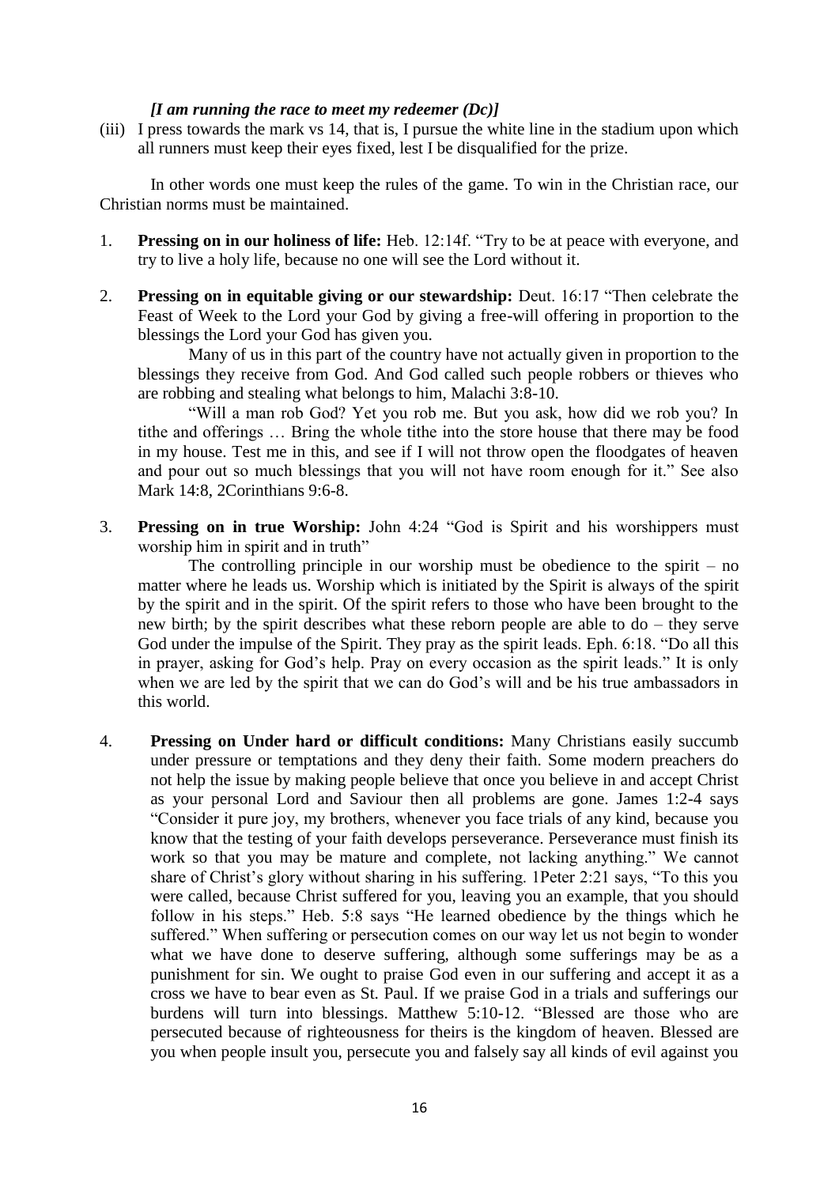*[I am running the race to meet my redeemer (Dc)]*

(iii) I press towards the mark vs 14, that is, I pursue the white line in the stadium upon which all runners must keep their eyes fixed, lest I be disqualified for the prize.

In other words one must keep the rules of the game. To win in the Christian race, our Christian norms must be maintained.

1. **Pressing on in our holiness of life:** Heb. 12:14f. "Try to be at peace with everyone, and try to live a holy life, because no one will see the Lord without it.

2. **Pressing on in equitable giving or our stewardship:** Deut. 16:17 "Then celebrate the Feast of Week to the Lord your God by giving a free-will offering in proportion to the blessings the Lord your God has given you.

   Many of us in this part of the country have not actually given in proportion to the blessings they receive from God. And God called such people robbers or thieves who are robbing and stealing what belongs to him, Malachi 3:8-10.

   "Will a man rob God? Yet you rob me. But you ask, how did we rob you? In tithe and offerings … Bring the whole tithe into the store house that there may be food in my house. Test me in this, and see if I will not throw open the floodgates of heaven and pour out so much blessings that you will not have room enough for it." See also Mark 14:8, 2Corinthians 9:6-8.

3. **Pressing on in true Worship:** John 4:24 "God is Spirit and his worshippers must worship him in spirit and in truth"

   The controlling principle in our worship must be obedience to the spirit – no matter where he leads us. Worship which is initiated by the Spirit is always of the spirit by the spirit and in the spirit. Of the spirit refers to those who have been brought to the new birth; by the spirit describes what these reborn people are able to do – they serve God under the impulse of the Spirit. They pray as the spirit leads. Eph. 6:18. "Do all this in prayer, asking for God's help. Pray on every occasion as the spirit leads." It is only when we are led by the spirit that we can do God's will and be his true ambassadors in this world.

4. **Pressing on Under hard or difficult conditions:** Many Christians easily succumb under pressure or temptations and they deny their faith. Some modern preachers do not help the issue by making people believe that once you believe in and accept Christ as your personal Lord and Saviour then all problems are gone. James 1:2-4 says "Consider it pure joy, my brothers, whenever you face trials of any kind, because you know that the testing of your faith develops perseverance. Perseverance must finish its work so that you may be mature and complete, not lacking anything." We cannot share of Christ's glory without sharing in his suffering. 1Peter 2:21 says, "To this you were called, because Christ suffered for you, leaving you an example, that you should follow in his steps." Heb. 5:8 says "He learned obedience by the things which he suffered." When suffering or persecution comes on our way let us not begin to wonder what we have done to deserve suffering, although some sufferings may be as a punishment for sin. We ought to praise God even in our suffering and accept it as a cross we have to bear even as St. Paul. If we praise God in a trials and sufferings our burdens will turn into blessings. Matthew 5:10-12. "Blessed are those who are persecuted because of righteousness for theirs is the kingdom of heaven. Blessed are you when people insult you, persecute you and falsely say all kinds of evil against you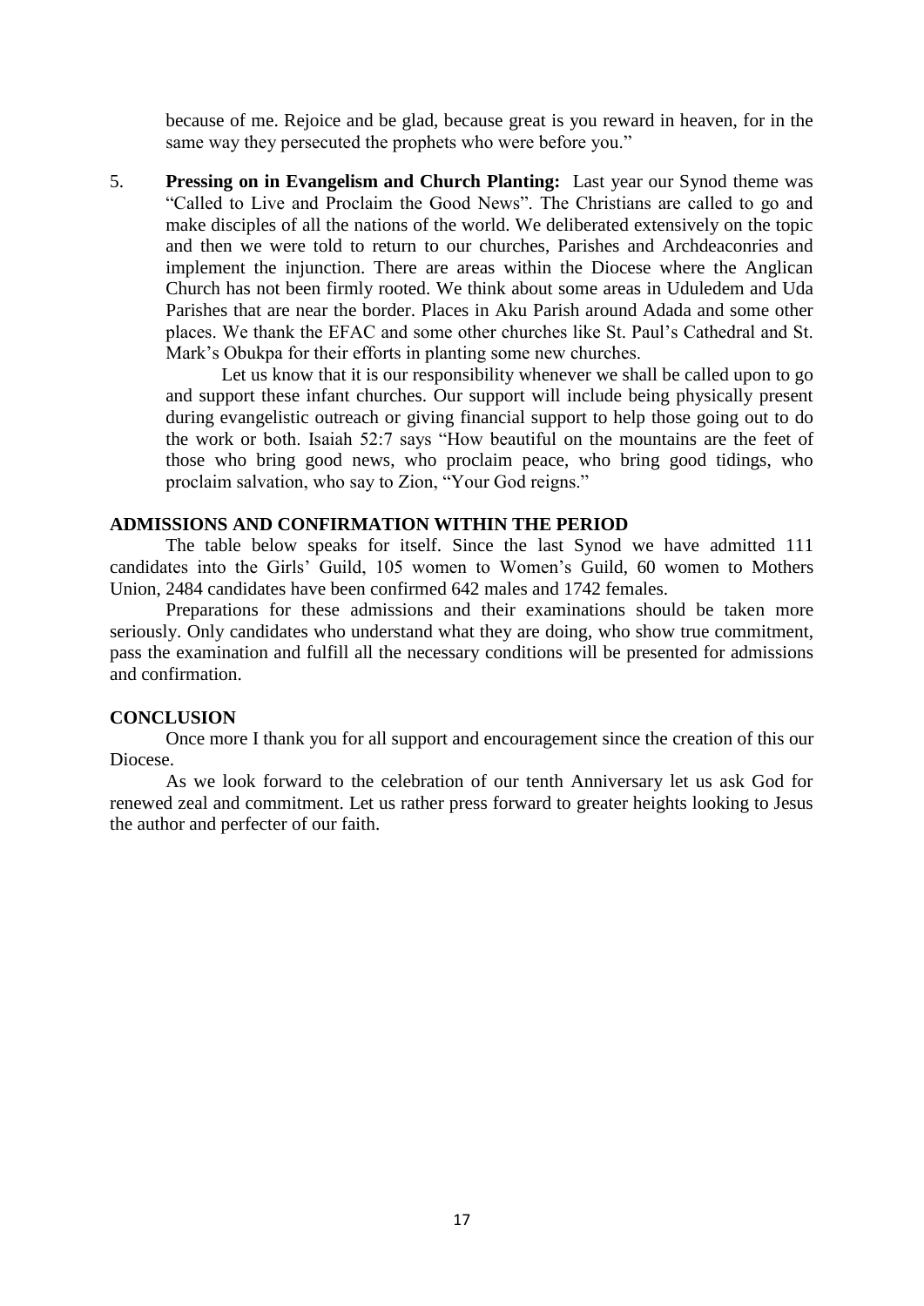because of me. Rejoice and be glad, because great is you reward in heaven, for in the same way they persecuted the prophets who were before you."

5. **Pressing on in Evangelism and Church Planting:** Last year our Synod theme was "Called to Live and Proclaim the Good News". The Christians are called to go and make disciples of all the nations of the world. We deliberated extensively on the topic and then we were told to return to our churches, Parishes and Archdeaconries and implement the injunction. There are areas within the Diocese where the Anglican Church has not been firmly rooted. We think about some areas in Uduledem and Uda Parishes that are near the border. Places in Aku Parish around Adada and some other places. We thank the EFAC and some other churches like St. Paul's Cathedral and St. Mark's Obukpa for their efforts in planting some new churches.

   Let us know that it is our responsibility whenever we shall be called upon to go and support these infant churches. Our support will include being physically present during evangelistic outreach or giving financial support to help those going out to do the work or both. Isaiah 52:7 says "How beautiful on the mountains are the feet of those who bring good news, who proclaim peace, who bring good tidings, who proclaim salvation, who say to Zion, "Your God reigns."

## ADMISSIONS AND CONFIRMATION WITHIN THE PERIOD

The table below speaks for itself. Since the last Synod we have admitted 111 candidates into the Girls' Guild, 105 women to Women's Guild, 60 women to Mothers Union, 2484 candidates have been confirmed 642 males and 1742 females.

Preparations for these admissions and their examinations should be taken more seriously. Only candidates who understand what they are doing, who show true commitment, pass the examination and fulfill all the necessary conditions will be presented for admissions and confirmation.

## CONCLUSION

Once more I thank you for all support and encouragement since the creation of this our Diocese.

As we look forward to the celebration of our tenth Anniversary let us ask God for renewed zeal and commitment. Let us rather press forward to greater heights looking to Jesus the author and perfecter of our faith.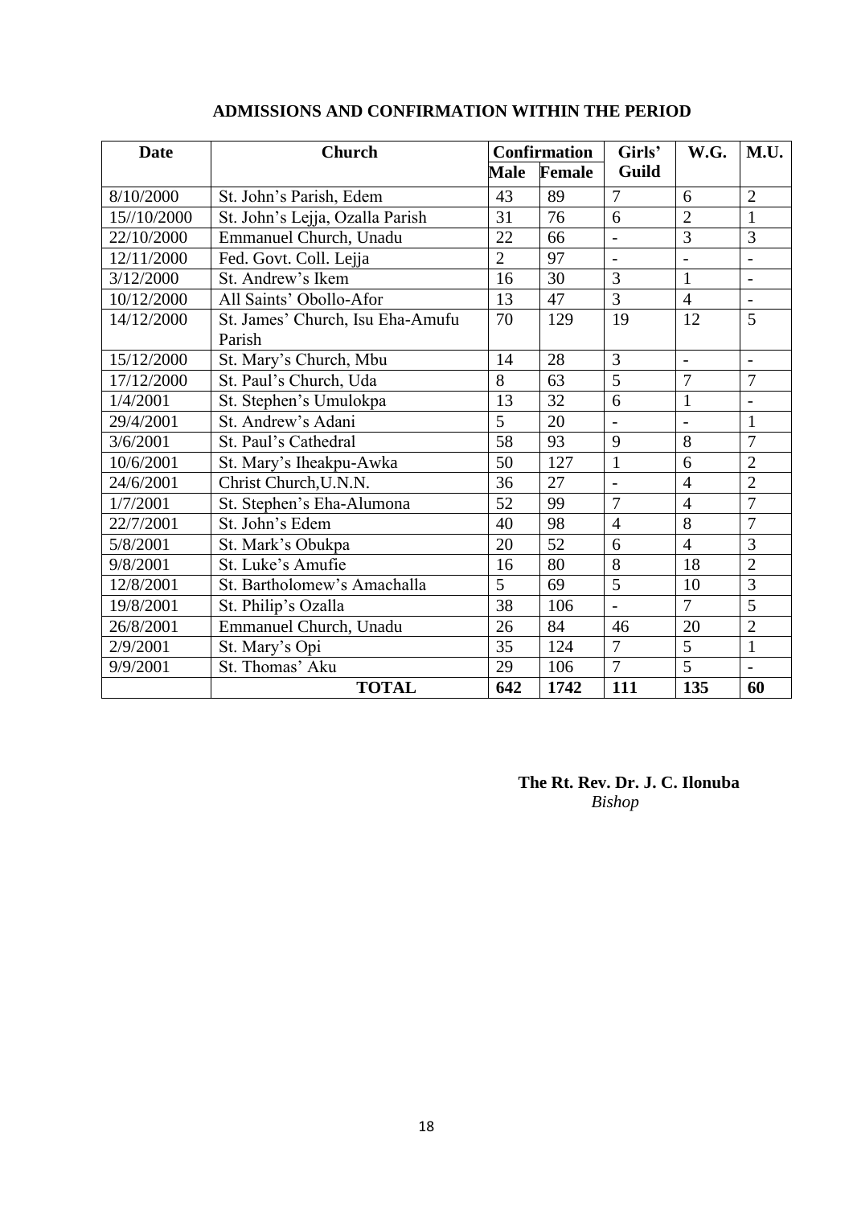**ADMISSIONS AND CONFIRMATION WITHIN THE PERIOD**

| Date | Church | Confirmation | | Girls' Guild | W.G. | M.U. |
|---|---|---|---|---|---|---|
| | | Male | Female | | | |
| 8/10/2000 | St. John's Parish, Edem | 43 | 89 | 7 | 6 | 2 |
| 15//10/2000 | St. John's Lejja, Ozalla Parish | 31 | 76 | 6 | 2 | 1 |
| 22/10/2000 | Emmanuel Church, Unadu | 22 | 66 | - | 3 | 3 |
| 12/11/2000 | Fed. Govt. Coll. Lejja | 2 | 97 | - | - | - |
| 3/12/2000 | St. Andrew's Ikem | 16 | 30 | 3 | 1 | - |
| 10/12/2000 | All Saints' Obollo-Afor | 13 | 47 | 3 | 4 | - |
| 14/12/2000 | St. James' Church, Isu Eha-Amufu Parish | 70 | 129 | 19 | 12 | 5 |
| 15/12/2000 | St. Mary's Church, Mbu | 14 | 28 | 3 | - | - |
| 17/12/2000 | St. Paul's Church, Uda | 8 | 63 | 5 | 7 | 7 |
| 1/4/2001 | St. Stephen's Umulokpa | 13 | 32 | 6 | 1 | - |
| 29/4/2001 | St. Andrew's Adani | 5 | 20 | - | - | 1 |
| 3/6/2001 | St. Paul's Cathedral | 58 | 93 | 9 | 8 | 7 |
| 10/6/2001 | St. Mary's Iheakpu-Awka | 50 | 127 | 1 | 6 | 2 |
| 24/6/2001 | Christ Church,U.N.N. | 36 | 27 | - | 4 | 2 |
| 1/7/2001 | St. Stephen's Eha-Alumona | 52 | 99 | 7 | 4 | 7 |
| 22/7/2001 | St. John's Edem | 40 | 98 | 4 | 8 | 7 |
| 5/8/2001 | St. Mark's Obukpa | 20 | 52 | 6 | 4 | 3 |
| 9/8/2001 | St. Luke's Amufie | 16 | 80 | 8 | 18 | 2 |
| 12/8/2001 | St. Bartholomew's Amachalla | 5 | 69 | 5 | 10 | 3 |
| 19/8/2001 | St. Philip's Ozalla | 38 | 106 | - | 7 | 5 |
| 26/8/2001 | Emmanuel Church, Unadu | 26 | 84 | 46 | 20 | 2 |
| 2/9/2001 | St. Mary's Opi | 35 | 124 | 7 | 5 | 1 |
| 9/9/2001 | St. Thomas' Aku | 29 | 106 | 7 | 5 | - |
| | **TOTAL** | **642** | **1742** | **111** | **135** | **60** |

**The Rt. Rev. Dr. J. C. Ilonuba**
*Bishop*